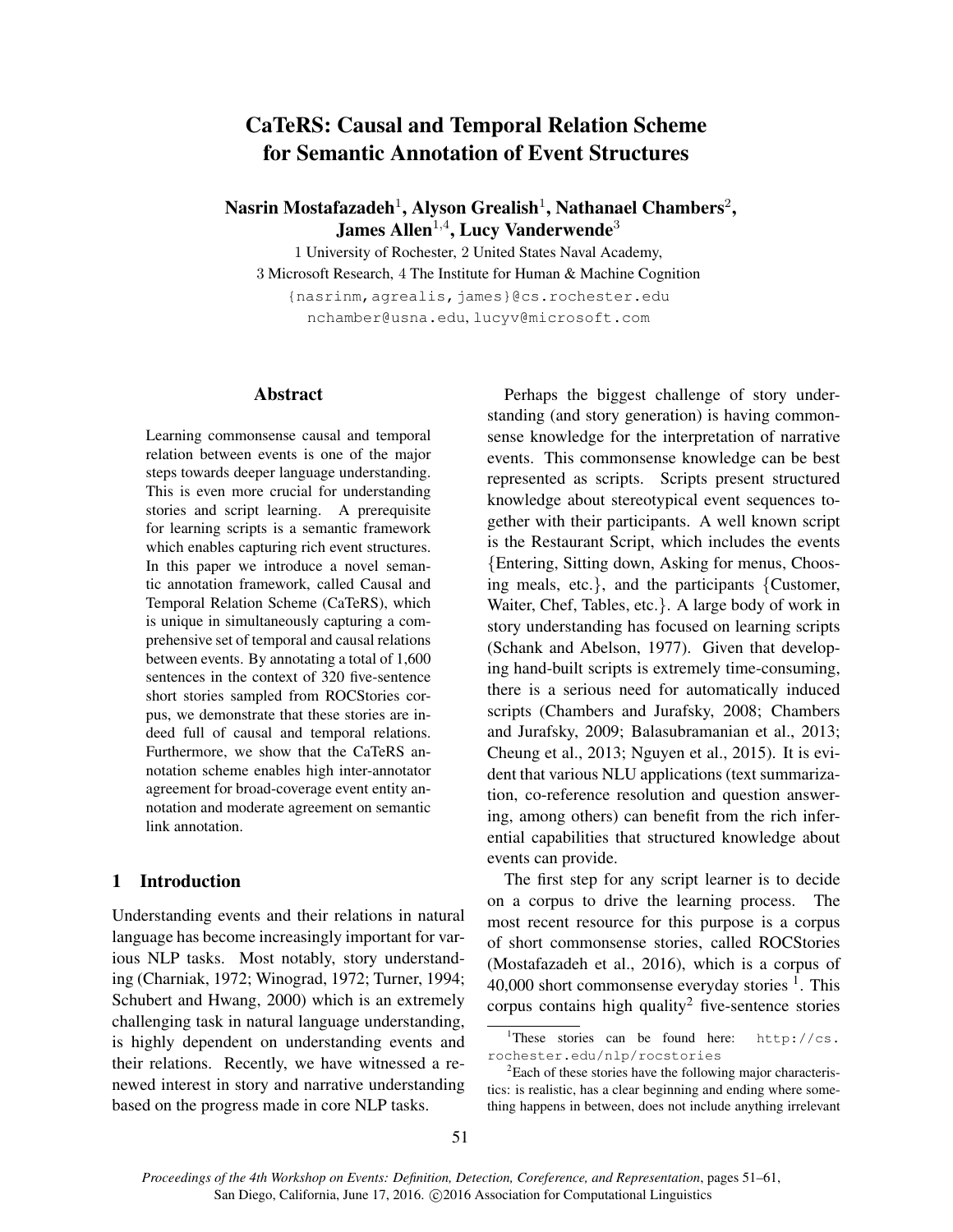# CaTeRS: Causal and Temporal Relation Scheme for Semantic Annotation of Event Structures

**Nasrin Mostafazadeh[1], Alyson Grealish[1], Nathanael Chambers[2], James Allen[1,4], Lucy Vanderwende[3]**

1 University of Rochester, 2 United States Naval Academy,
3 Microsoft Research, 4 The Institute for Human & Machine Cognition

{nasrinm,agrealis,james}@cs.rochester.edu
nchamber@usna.edu, lucyv@microsoft.com

## Abstract

Learning commonsense causal and temporal relation between events is one of the major steps towards deeper language understanding. This is even more crucial for understanding stories and script learning. A prerequisite for learning scripts is a semantic framework which enables capturing rich event structures. In this paper we introduce a novel semantic annotation framework, called Causal and Temporal Relation Scheme (CaTeRS), which is unique in simultaneously capturing a comprehensive set of temporal and causal relations between events. By annotating a total of 1,600 sentences in the context of 320 five-sentence short stories sampled from ROCStories corpus, we demonstrate that these stories are indeed full of causal and temporal relations. Furthermore, we show that the CaTeRS annotation scheme enables high inter-annotator agreement for broad-coverage event entity annotation and moderate agreement on semantic link annotation.

## 1 Introduction

Understanding events and their relations in natural language has become increasingly important for various NLP tasks. Most notably, story understanding (Charniak, 1972; Winograd, 1972; Turner, 1994; Schubert and Hwang, 2000) which is an extremely challenging task in natural language understanding, is highly dependent on understanding events and their relations. Recently, we have witnessed a renewed interest in story and narrative understanding based on the progress made in core NLP tasks.

Perhaps the biggest challenge of story understanding (and story generation) is having commonsense knowledge for the interpretation of narrative events. This commonsense knowledge can be best represented as scripts. Scripts present structured knowledge about stereotypical event sequences together with their participants. A well known script is the Restaurant Script, which includes the events {Entering, Sitting down, Asking for menus, Choosing meals, etc.}, and the participants {Customer, Waiter, Chef, Tables, etc.}. A large body of work in story understanding has focused on learning scripts (Schank and Abelson, 1977). Given that developing hand-built scripts is extremely time-consuming, there is a serious need for automatically induced scripts (Chambers and Jurafsky, 2008; Chambers and Jurafsky, 2009; Balasubramanian et al., 2013; Cheung et al., 2013; Nguyen et al., 2015). It is evident that various NLU applications (text summarization, co-reference resolution and question answering, among others) can benefit from the rich inferential capabilities that structured knowledge about events can provide.

The first step for any script learner is to decide on a corpus to drive the learning process. The most recent resource for this purpose is a corpus of short commonsense stories, called ROCStories (Mostafazadeh et al., 2016), which is a corpus of 40,000 short commonsense everyday stories [1]. This corpus contains high quality[2] five-sentence stories

[1] These stories can be found here: http://cs.rochester.edu/nlp/rocstories

[2] Each of these stories have the following major characteristics: is realistic, has a clear beginning and ending where something happens in between, does not include anything irrelevant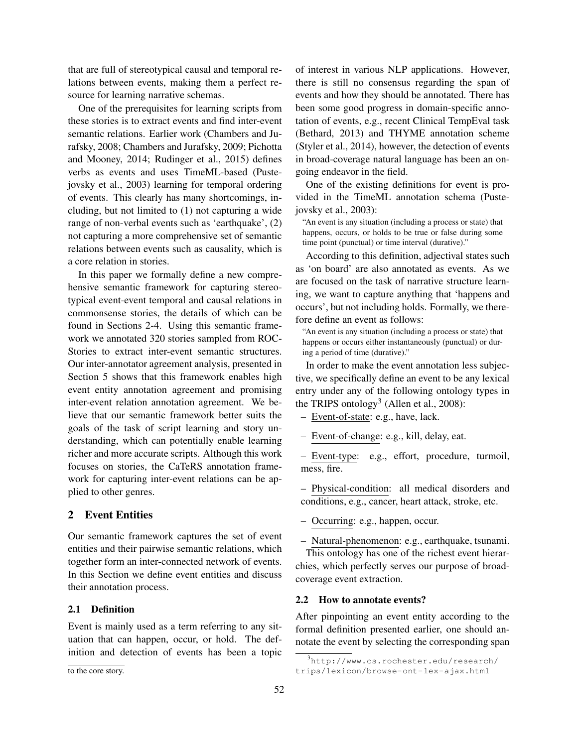that are full of stereotypical causal and temporal relations between events, making them a perfect resource for learning narrative schemas.

One of the prerequisites for learning scripts from these stories is to extract events and find inter-event semantic relations. Earlier work (Chambers and Jurafsky, 2008; Chambers and Jurafsky, 2009; Pichotta and Mooney, 2014; Rudinger et al., 2015) defines verbs as events and uses TimeML-based (Pustejovsky et al., 2003) learning for temporal ordering of events. This clearly has many shortcomings, including, but not limited to (1) not capturing a wide range of non-verbal events such as 'earthquake', (2) not capturing a more comprehensive set of semantic relations between events such as causality, which is a core relation in stories.

In this paper we formally define a new comprehensive semantic framework for capturing stereotypical event-event temporal and causal relations in commonsense stories, the details of which can be found in Sections 2-4. Using this semantic framework we annotated 320 stories sampled from ROCStories to extract inter-event semantic structures. Our inter-annotator agreement analysis, presented in Section 5 shows that this framework enables high event entity annotation agreement and promising inter-event relation annotation agreement. We believe that our semantic framework better suits the goals of the task of script learning and story understanding, which can potentially enable learning richer and more accurate scripts. Although this work focuses on stories, the CaTeRS annotation framework for capturing inter-event relations can be applied to other genres.

## 2 Event Entities

Our semantic framework captures the set of event entities and their pairwise semantic relations, which together form an inter-connected network of events. In this Section we define event entities and discuss their annotation process.

### 2.1 Definition

Event is mainly used as a term referring to any situation that can happen, occur, or hold. The definition and detection of events has been a topic of interest in various NLP applications. However, there is still no consensus regarding the span of events and how they should be annotated. There has been some good progress in domain-specific annotation of events, e.g., recent Clinical TempEval task (Bethard, 2013) and THYME annotation scheme (Styler et al., 2014), however, the detection of events in broad-coverage natural language has been an ongoing endeavor in the field.

One of the existing definitions for event is provided in the TimeML annotation schema (Pustejovsky et al., 2003):

> "An event is any situation (including a process or state) that happens, occurs, or holds to be true or false during some time point (punctual) or time interval (durative)."

According to this definition, adjectival states such as 'on board' are also annotated as events. As we are focused on the task of narrative structure learning, we want to capture anything that 'happens and occurs', but not including holds. Formally, we therefore define an event as follows:

> "An event is any situation (including a process or state) that happens or occurs either instantaneously (punctual) or during a period of time (durative)."

In order to make the event annotation less subjective, we specifically define an event to be any lexical entry under any of the following ontology types in the TRIPS ontology[3] (Allen et al., 2008):

- Event-of-state: e.g., have, lack.
- Event-of-change: e.g., kill, delay, eat.
- Event-type: e.g., effort, procedure, turmoil, mess, fire.
- Physical-condition: all medical disorders and conditions, e.g., cancer, heart attack, stroke, etc.
- Occurring: e.g., happen, occur.
- Natural-phenomenon: e.g., earthquake, tsunami.

This ontology has one of the richest event hierarchies, which perfectly serves our purpose of broad-coverage event extraction.

### 2.2 How to annotate events?

After pinpointing an event entity according to the formal definition presented earlier, one should annotate the event by selecting the corresponding span

---

to the core story.

[3] http://www.cs.rochester.edu/research/trips/lexicon/browse-ont-lex-ajax.html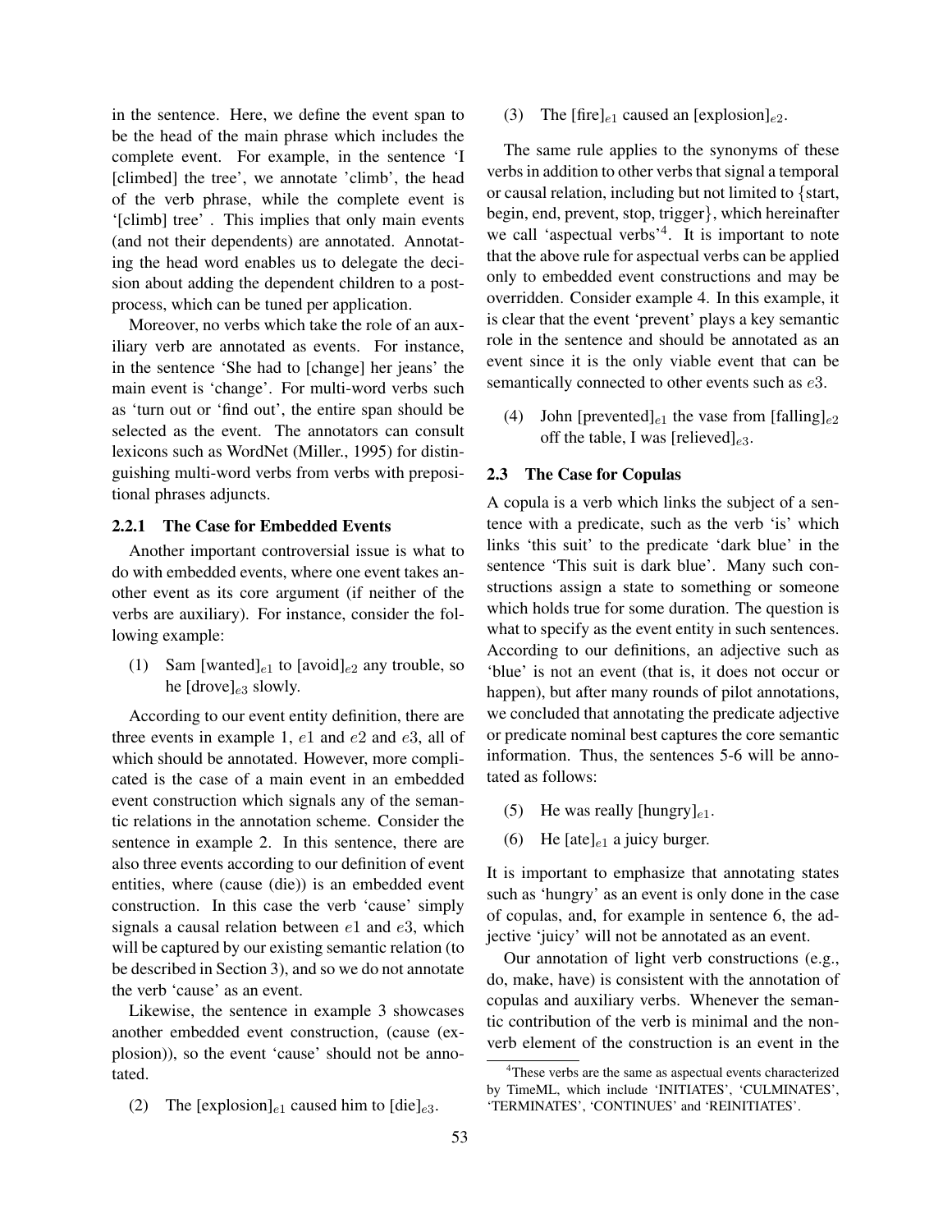in the sentence. Here, we define the event span to be the head of the main phrase which includes the complete event. For example, in the sentence 'I [climbed] the tree', we annotate 'climb', the head of the verb phrase, while the complete event is '[climb] tree' . This implies that only main events (and not their dependents) are annotated. Annotating the head word enables us to delegate the decision about adding the dependent children to a post-process, which can be tuned per application.

Moreover, no verbs which take the role of an auxiliary verb are annotated as events. For instance, in the sentence 'She had to [change] her jeans' the main event is 'change'. For multi-word verbs such as 'turn out or 'find out', the entire span should be selected as the event. The annotators can consult lexicons such as WordNet (Miller., 1995) for distinguishing multi-word verbs from verbs with prepositional phrases adjuncts.

#### 2.2.1 The Case for Embedded Events

Another important controversial issue is what to do with embedded events, where one event takes another event as its core argument (if neither of the verbs are auxiliary). For instance, consider the following example:

(1) Sam [wanted]$_{e1}$ to [avoid]$_{e2}$ any trouble, so he [drove]$_{e3}$ slowly.

According to our event entity definition, there are three events in example 1, $e1$ and $e2$ and $e3$, all of which should be annotated. However, more complicated is the case of a main event in an embedded event construction which signals any of the semantic relations in the annotation scheme. Consider the sentence in example 2. In this sentence, there are also three events according to our definition of event entities, where (cause (die)) is an embedded event construction. In this case the verb 'cause' simply signals a causal relation between $e1$ and $e3$, which will be captured by our existing semantic relation (to be described in Section 3), and so we do not annotate the verb 'cause' as an event.

Likewise, the sentence in example 3 showcases another embedded event construction, (cause (explosion)), so the event 'cause' should not be annotated.

(2) The [explosion]$_{e1}$ caused him to [die]$_{e3}$.

(3) The [fire]$_{e1}$ caused an [explosion]$_{e2}$.

The same rule applies to the synonyms of these verbs in addition to other verbs that signal a temporal or causal relation, including but not limited to {start, begin, end, prevent, stop, trigger}, which hereinafter we call 'aspectual verbs'[4]. It is important to note that the above rule for aspectual verbs can be applied only to embedded event constructions and may be overridden. Consider example 4. In this example, it is clear that the event 'prevent' plays a key semantic role in the sentence and should be annotated as an event since it is the only viable event that can be semantically connected to other events such as $e3$.

(4) John [prevented]$_{e1}$ the vase from [falling]$_{e2}$ off the table, I was [relieved]$_{e3}$.

### 2.3 The Case for Copulas

A copula is a verb which links the subject of a sentence with a predicate, such as the verb 'is' which links 'this suit' to the predicate 'dark blue' in the sentence 'This suit is dark blue'. Many such constructions assign a state to something or someone which holds true for some duration. The question is what to specify as the event entity in such sentences. According to our definitions, an adjective such as 'blue' is not an event (that is, it does not occur or happen), but after many rounds of pilot annotations, we concluded that annotating the predicate adjective or predicate nominal best captures the core semantic information. Thus, the sentences 5-6 will be annotated as follows:

(5) He was really [hungry]$_{e1}$.

(6) He [ate]$_{e1}$ a juicy burger.

It is important to emphasize that annotating states such as 'hungry' as an event is only done in the case of copulas, and, for example in sentence 6, the adjective 'juicy' will not be annotated as an event.

Our annotation of light verb constructions (e.g., do, make, have) is consistent with the annotation of copulas and auxiliary verbs. Whenever the semantic contribution of the verb is minimal and the non-verb element of the construction is an event in the

[4]These verbs are the same as aspectual events characterized by TimeML, which include 'INITIATES', 'CULMINATES', 'TERMINATES', 'CONTINUES' and 'REINITIATES'.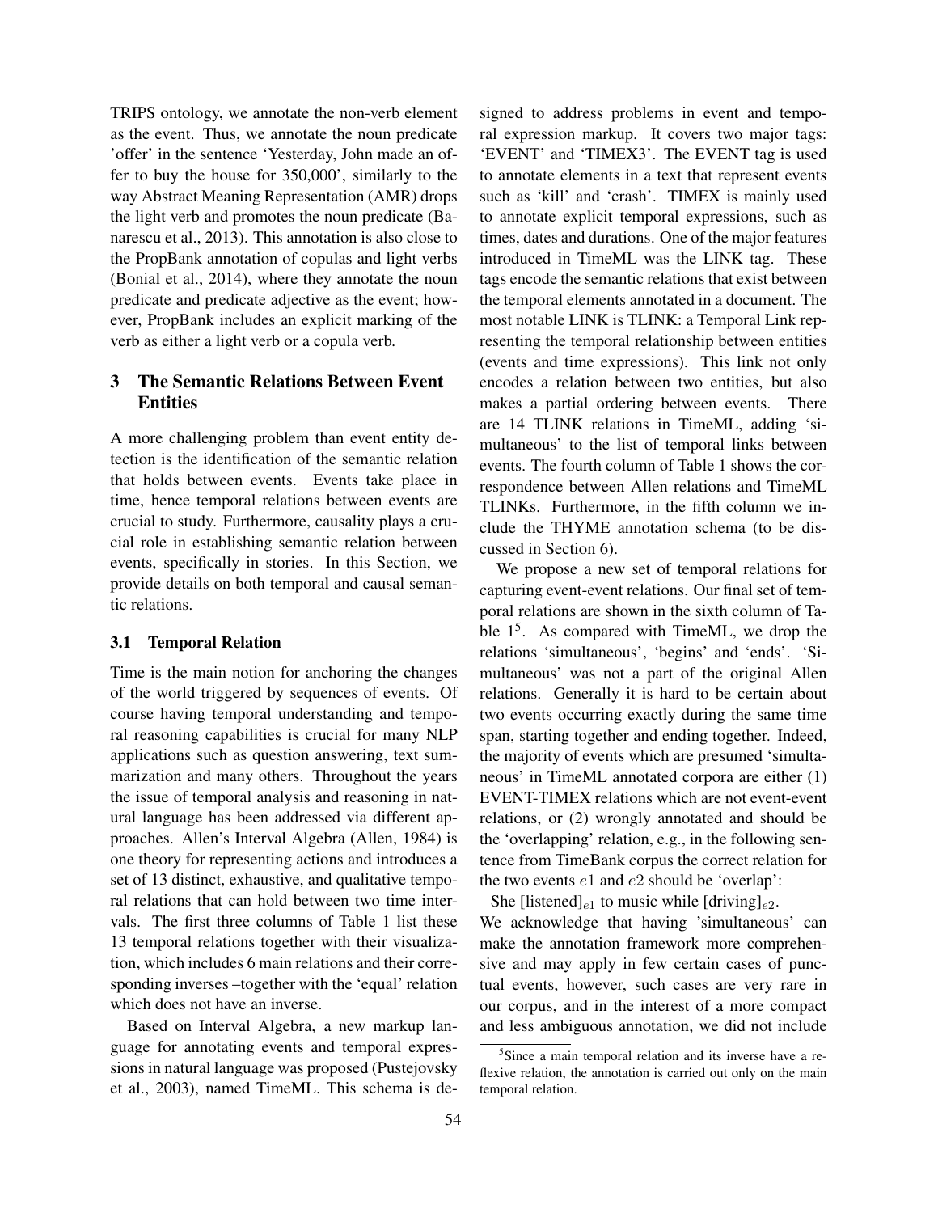TRIPS ontology, we annotate the non-verb element as the event. Thus, we annotate the noun predicate 'offer' in the sentence 'Yesterday, John made an offer to buy the house for 350,000', similarly to the way Abstract Meaning Representation (AMR) drops the light verb and promotes the noun predicate (Banarescu et al., 2013). This annotation is also close to the PropBank annotation of copulas and light verbs (Bonial et al., 2014), where they annotate the noun predicate and predicate adjective as the event; however, PropBank includes an explicit marking of the verb as either a light verb or a copula verb.

## 3 The Semantic Relations Between Event Entities

A more challenging problem than event entity detection is the identification of the semantic relation that holds between events. Events take place in time, hence temporal relations between events are crucial to study. Furthermore, causality plays a crucial role in establishing semantic relation between events, specifically in stories. In this Section, we provide details on both temporal and causal semantic relations.

### 3.1 Temporal Relation

Time is the main notion for anchoring the changes of the world triggered by sequences of events. Of course having temporal understanding and temporal reasoning capabilities is crucial for many NLP applications such as question answering, text summarization and many others. Throughout the years the issue of temporal analysis and reasoning in natural language has been addressed via different approaches. Allen's Interval Algebra (Allen, 1984) is one theory for representing actions and introduces a set of 13 distinct, exhaustive, and qualitative temporal relations that can hold between two time intervals. The first three columns of Table 1 list these 13 temporal relations together with their visualization, which includes 6 main relations and their corresponding inverses –together with the 'equal' relation which does not have an inverse.

Based on Interval Algebra, a new markup language for annotating events and temporal expressions in natural language was proposed (Pustejovsky et al., 2003), named TimeML. This schema is designed to address problems in event and temporal expression markup. It covers two major tags: 'EVENT' and 'TIMEX3'. The EVENT tag is used to annotate elements in a text that represent events such as 'kill' and 'crash'. TIMEX is mainly used to annotate explicit temporal expressions, such as times, dates and durations. One of the major features introduced in TimeML was the LINK tag. These tags encode the semantic relations that exist between the temporal elements annotated in a document. The most notable LINK is TLINK: a Temporal Link representing the temporal relationship between entities (events and time expressions). This link not only encodes a relation between two entities, but also makes a partial ordering between events. There are 14 TLINK relations in TimeML, adding 'simultaneous' to the list of temporal links between events. The fourth column of Table 1 shows the correspondence between Allen relations and TimeML TLINKs. Furthermore, in the fifth column we include the THYME annotation schema (to be discussed in Section 6).

We propose a new set of temporal relations for capturing event-event relations. Our final set of temporal relations are shown in the sixth column of Table 1[5]. As compared with TimeML, we drop the relations 'simultaneous', 'begins' and 'ends'. 'Simultaneous' was not a part of the original Allen relations. Generally it is hard to be certain about two events occurring exactly during the same time span, starting together and ending together. Indeed, the majority of events which are presumed 'simultaneous' in TimeML annotated corpora are either (1) EVENT-TIMEX relations which are not event-event relations, or (2) wrongly annotated and should be the 'overlapping' relation, e.g., in the following sentence from TimeBank corpus the correct relation for the two events $e1$ and $e2$ should be 'overlap':

She [listened]$_{e1}$ to music while [driving]$_{e2}$.

We acknowledge that having 'simultaneous' can make the annotation framework more comprehensive and may apply in few certain cases of punctual events, however, such cases are very rare in our corpus, and in the interest of a more compact and less ambiguous annotation, we did not include

[5] Since a main temporal relation and its inverse have a reflexive relation, the annotation is carried out only on the main temporal relation.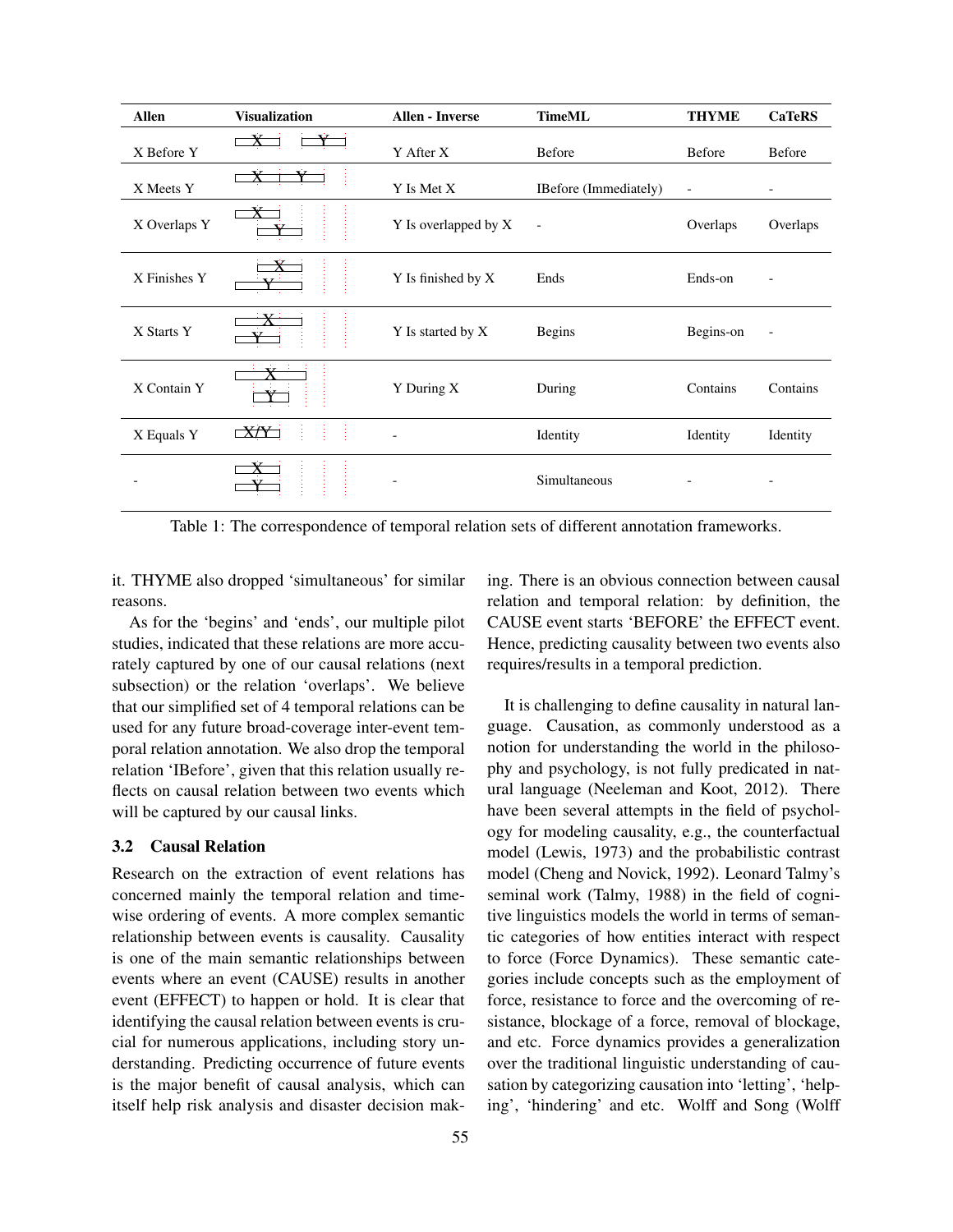| Allen | Visualization | Allen - Inverse | TimeML | THYME | CaTeRS |
|---|---|---|---|---|---|
| X Before Y | | Y After X | Before | Before | Before |
| X Meets Y | | Y Is Met X | IBefore (Immediately) | - | - |
| X Overlaps Y | | Y Is overlapped by X | - | Overlaps | Overlaps |
| X Finishes Y | | Y Is finished by X | Ends | Ends-on | - |
| X Starts Y | | Y Is started by X | Begins | Begins-on | - |
| X Contain Y | | Y During X | During | Contains | Contains |
| X Equals Y | | - | Identity | Identity | Identity |
| - | | - | Simultaneous | - | - |

Table 1: The correspondence of temporal relation sets of different annotation frameworks.

it. THYME also dropped 'simultaneous' for similar reasons.

As for the 'begins' and 'ends', our multiple pilot studies, indicated that these relations are more accurately captured by one of our causal relations (next subsection) or the relation 'overlaps'. We believe that our simplified set of 4 temporal relations can be used for any future broad-coverage inter-event temporal relation annotation. We also drop the temporal relation 'IBefore', given that this relation usually reflects on causal relation between two events which will be captured by our causal links.

### 3.2 Causal Relation

Research on the extraction of event relations has concerned mainly the temporal relation and time-wise ordering of events. A more complex semantic relationship between events is causality. Causality is one of the main semantic relationships between events where an event (CAUSE) results in another event (EFFECT) to happen or hold. It is clear that identifying the causal relation between events is crucial for numerous applications, including story understanding. Predicting occurrence of future events is the major benefit of causal analysis, which can itself help risk analysis and disaster decision making. There is an obvious connection between causal relation and temporal relation: by definition, the CAUSE event starts 'BEFORE' the EFFECT event. Hence, predicting causality between two events also requires/results in a temporal prediction.

It is challenging to define causality in natural language. Causation, as commonly understood as a notion for understanding the world in the philosophy and psychology, is not fully predicated in natural language (Neeleman and Koot, 2012). There have been several attempts in the field of psychology for modeling causality, e.g., the counterfactual model (Lewis, 1973) and the probabilistic contrast model (Cheng and Novick, 1992). Leonard Talmy's seminal work (Talmy, 1988) in the field of cognitive linguistics models the world in terms of semantic categories of how entities interact with respect to force (Force Dynamics). These semantic categories include concepts such as the employment of force, resistance to force and the overcoming of resistance, blockage of a force, removal of blockage, and etc. Force dynamics provides a generalization over the traditional linguistic understanding of causation by categorizing causation into 'letting', 'helping', 'hindering' and etc. Wolff and Song (Wolff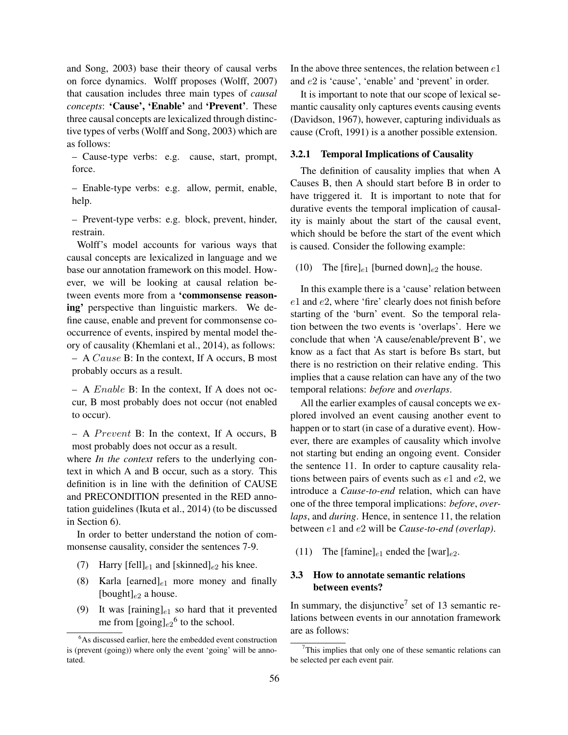and Song, 2003) base their theory of causal verbs on force dynamics. Wolff proposes (Wolff, 2007) that causation includes three main types of *causal concepts*: **'Cause', 'Enable'** and **'Prevent'**. These three causal concepts are lexicalized through distinctive types of verbs (Wolff and Song, 2003) which are as follows:

– Cause-type verbs: e.g. cause, start, prompt, force.

– Enable-type verbs: e.g. allow, permit, enable, help.

– Prevent-type verbs: e.g. block, prevent, hinder, restrain.

Wolff's model accounts for various ways that causal concepts are lexicalized in language and we base our annotation framework on this model. However, we will be looking at causal relation between events more from a **'commonsense reasoning'** perspective than linguistic markers. We define cause, enable and prevent for commonsense cooccurrence of events, inspired by mental model theory of causality (Khemlani et al., 2014), as follows:

– A $Cause$ B: In the context, If A occurs, B most probably occurs as a result.

– A $Enable$ B: In the context, If A does not occur, B most probably does not occur (not enabled to occur).

– A $Prevent$ B: In the context, If A occurs, B most probably does not occur as a result.

where *In the context* refers to the underlying context in which A and B occur, such as a story. This definition is in line with the definition of CAUSE and PRECONDITION presented in the RED annotation guidelines (Ikuta et al., 2014) (to be discussed in Section 6).

In order to better understand the notion of commonsense causality, consider the sentences 7-9.

(7) Harry [fell]$_{e1}$ and [skinned]$_{e2}$ his knee.

(8) Karla [earned]$_{e1}$ more money and finally [bought]$_{e2}$ a house.

(9) It was [raining]$_{e1}$ so hard that it prevented me from [going]$_{e2}$[6] to the school.

[6] As discussed earlier, here the embedded event construction is (prevent (going)) where only the event 'going' will be annotated.

In the above three sentences, the relation between $e1$ and $e2$ is 'cause', 'enable' and 'prevent' in order.

It is important to note that our scope of lexical semantic causality only captures events causing events (Davidson, 1967), however, capturing individuals as cause (Croft, 1991) is a another possible extension.

### 3.2.1 Temporal Implications of Causality

The definition of causality implies that when A Causes B, then A should start before B in order to have triggered it. It is important to note that for durative events the temporal implication of causality is mainly about the start of the causal event, which should be before the start of the event which is caused. Consider the following example:

(10) The [fire]$_{e1}$ [burned down]$_{e2}$ the house.

In this example there is a 'cause' relation between $e1$ and $e2$, where 'fire' clearly does not finish before starting of the 'burn' event. So the temporal relation between the two events is 'overlaps'. Here we conclude that when 'A cause/enable/prevent B', we know as a fact that As start is before Bs start, but there is no restriction on their relative ending. This implies that a cause relation can have any of the two temporal relations: *before* and *overlaps*.

All the earlier examples of causal concepts we explored involved an event causing another event to happen or to start (in case of a durative event). However, there are examples of causality which involve not starting but ending an ongoing event. Consider the sentence 11. In order to capture causality relations between pairs of events such as $e1$ and $e2$, we introduce a *Cause-to-end* relation, which can have one of the three temporal implications: *before*, *overlaps*, and *during*. Hence, in sentence 11, the relation between $e1$ and $e2$ will be *Cause-to-end (overlap)*.

(11) The [famine]$_{e1}$ ended the [war]$_{e2}$.

## 3.3 How to annotate semantic relations between events?

In summary, the disjunctive[7] set of 13 semantic relations between events in our annotation framework are as follows:

[7] This implies that only one of these semantic relations can be selected per each event pair.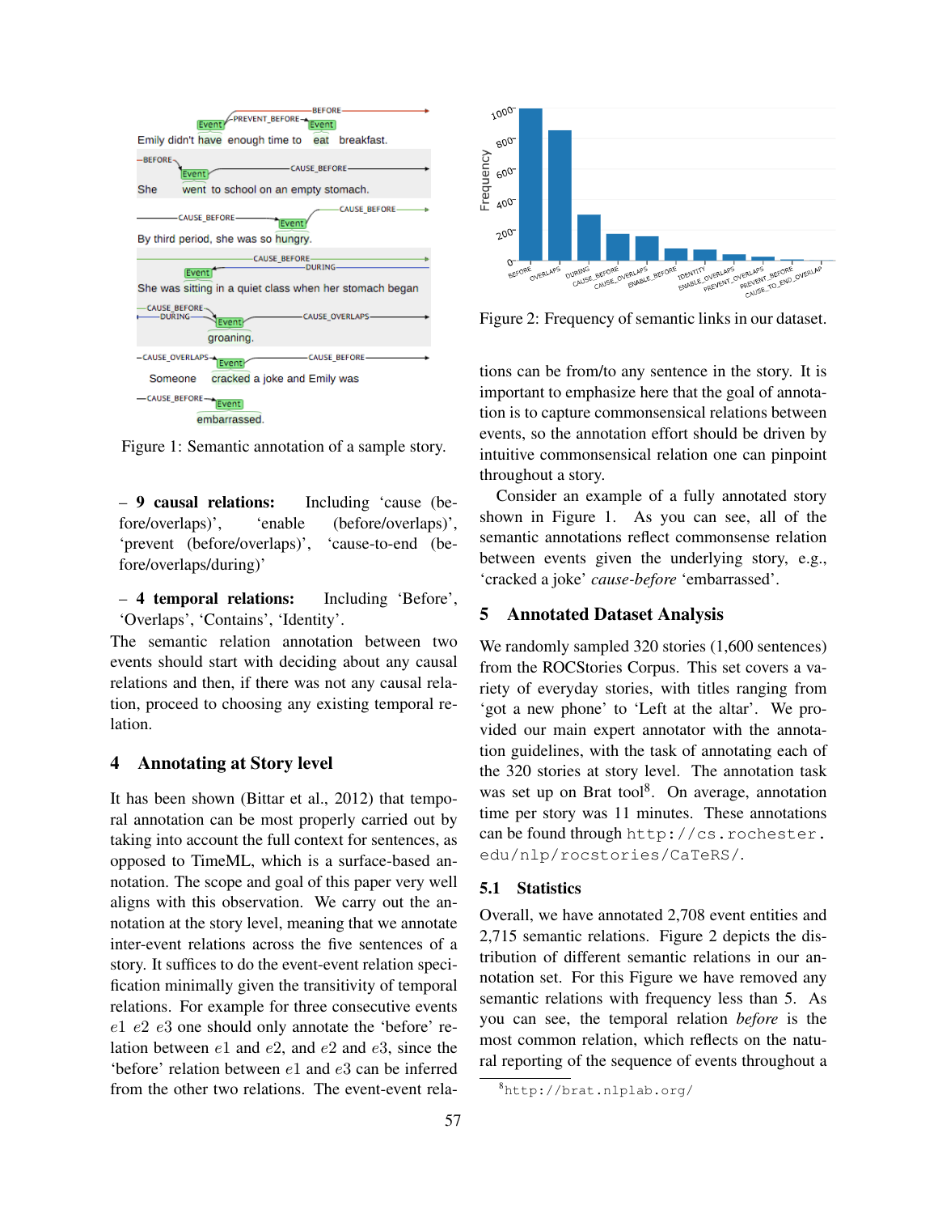Figure 1: Semantic annotation of a sample story.

– **9 causal relations:** Including 'cause (before/overlaps)', 'enable (before/overlaps)', 'prevent (before/overlaps)', 'cause-to-end (before/overlaps/during)'

– **4 temporal relations:** Including 'Before', 'Overlaps', 'Contains', 'Identity'.

The semantic relation annotation between two events should start with deciding about any causal relations and then, if there was not any causal relation, proceed to choosing any existing temporal relation.

## 4 Annotating at Story level

It has been shown (Bittar et al., 2012) that temporal annotation can be most properly carried out by taking into account the full context for sentences, as opposed to TimeML, which is a surface-based annotation. The scope and goal of this paper very well aligns with this observation. We carry out the annotation at the story level, meaning that we annotate inter-event relations across the five sentences of a story. It suffices to do the event-event relation specification minimally given the transitivity of temporal relations. For example for three consecutive events $e1$ $e2$ $e3$ one should only annotate the 'before' relation between $e1$ and $e2$, and $e2$ and $e3$, since the 'before' relation between $e1$ and $e3$ can be inferred from the other two relations. The event-event relations can be from/to any sentence in the story. It is important to emphasize here that the goal of annotation is to capture commonsensical relations between events, so the annotation effort should be driven by intuitive commonsensical relation one can pinpoint throughout a story.

Consider an example of a fully annotated story shown in Figure 1. As you can see, all of the semantic annotations reflect commonsense relation between events given the underlying story, e.g., 'cracked a joke' *cause-before* 'embarrassed'.

Figure 2: Frequency of semantic links in our dataset.

## 5 Annotated Dataset Analysis

We randomly sampled 320 stories (1,600 sentences) from the ROCStories Corpus. This set covers a variety of everyday stories, with titles ranging from 'got a new phone' to 'Left at the altar'. We provided our main expert annotator with the annotation guidelines, with the task of annotating each of the 320 stories at story level. The annotation task was set up on Brat tool[8]. On average, annotation time per story was 11 minutes. These annotations can be found through `http://cs.rochester.edu/nlp/rocstories/CaTeRS/`.

### 5.1 Statistics

Overall, we have annotated 2,708 event entities and 2,715 semantic relations. Figure 2 depicts the distribution of different semantic relations in our annotation set. For this Figure we have removed any semantic relations with frequency less than 5. As you can see, the temporal relation *before* is the most common relation, which reflects on the natural reporting of the sequence of events throughout a

[8] `http://brat.nlplab.org/`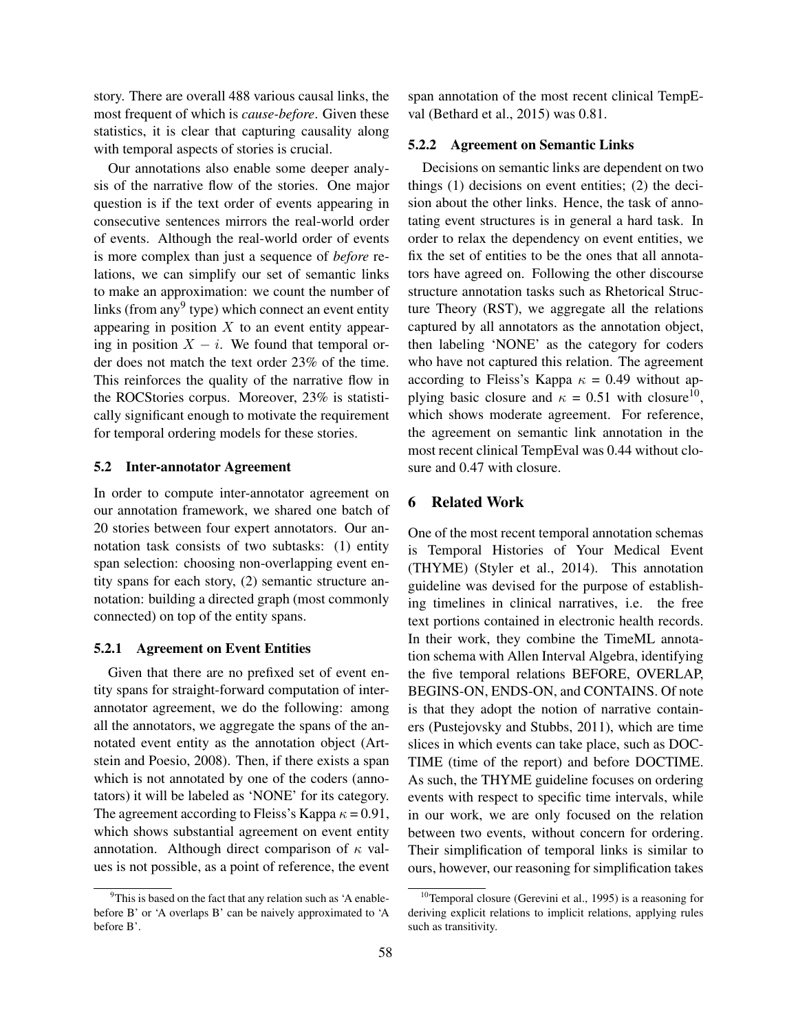story. There are overall 488 various causal links, the most frequent of which is *cause-before*. Given these statistics, it is clear that capturing causality along with temporal aspects of stories is crucial.

Our annotations also enable some deeper analysis of the narrative flow of the stories. One major question is if the text order of events appearing in consecutive sentences mirrors the real-world order of events. Although the real-world order of events is more complex than just a sequence of *before* relations, we can simplify our set of semantic links to make an approximation: we count the number of links (from any[9] type) which connect an event entity appearing in position $X$ to an event entity appearing in position $X - i$. We found that temporal order does not match the text order 23% of the time. This reinforces the quality of the narrative flow in the ROCStories corpus. Moreover, 23% is statistically significant enough to motivate the requirement for temporal ordering models for these stories.

### 5.2 Inter-annotator Agreement

In order to compute inter-annotator agreement on our annotation framework, we shared one batch of 20 stories between four expert annotators. Our annotation task consists of two subtasks: (1) entity span selection: choosing non-overlapping event entity spans for each story, (2) semantic structure annotation: building a directed graph (most commonly connected) on top of the entity spans.

#### 5.2.1 Agreement on Event Entities

Given that there are no prefixed set of event entity spans for straight-forward computation of inter-annotator agreement, we do the following: among all the annotators, we aggregate the spans of the annotated event entity as the annotation object (Artstein and Poesio, 2008). Then, if there exists a span which is not annotated by one of the coders (annotators) it will be labeled as 'NONE' for its category. The agreement according to Fleiss's Kappa $\kappa = 0.91$, which shows substantial agreement on event entity annotation. Although direct comparison of $\kappa$ values is not possible, as a point of reference, the event span annotation of the most recent clinical TempEval (Bethard et al., 2015) was 0.81.

#### 5.2.2 Agreement on Semantic Links

Decisions on semantic links are dependent on two things (1) decisions on event entities; (2) the decision about the other links. Hence, the task of annotating event structures is in general a hard task. In order to relax the dependency on event entities, we fix the set of entities to be the ones that all annotators have agreed on. Following the other discourse structure annotation tasks such as Rhetorical Structure Theory (RST), we aggregate all the relations captured by all annotators as the annotation object, then labeling 'NONE' as the category for coders who have not captured this relation. The agreement according to Fleiss's Kappa $\kappa = 0.49$ without applying basic closure and $\kappa = 0.51$ with closure[10], which shows moderate agreement. For reference, the agreement on semantic link annotation in the most recent clinical TempEval was 0.44 without closure and 0.47 with closure.

## 6 Related Work

One of the most recent temporal annotation schemas is Temporal Histories of Your Medical Event (THYME) (Styler et al., 2014). This annotation guideline was devised for the purpose of establishing timelines in clinical narratives, i.e. the free text portions contained in electronic health records. In their work, they combine the TimeML annotation schema with Allen Interval Algebra, identifying the five temporal relations BEFORE, OVERLAP, BEGINS-ON, ENDS-ON, and CONTAINS. Of note is that they adopt the notion of narrative containers (Pustejovsky and Stubbs, 2011), which are time slices in which events can take place, such as DOCTIME (time of the report) and before DOCTIME. As such, the THYME guideline focuses on ordering events with respect to specific time intervals, while in our work, we are only focused on the relation between two events, without concern for ordering. Their simplification of temporal links is similar to ours, however, our reasoning for simplification takes

[9] This is based on the fact that any relation such as 'A enable-before B' or 'A overlaps B' can be naively approximated to 'A before B'.

[10] Temporal closure (Gerevini et al., 1995) is a reasoning for deriving explicit relations to implicit relations, applying rules such as transitivity.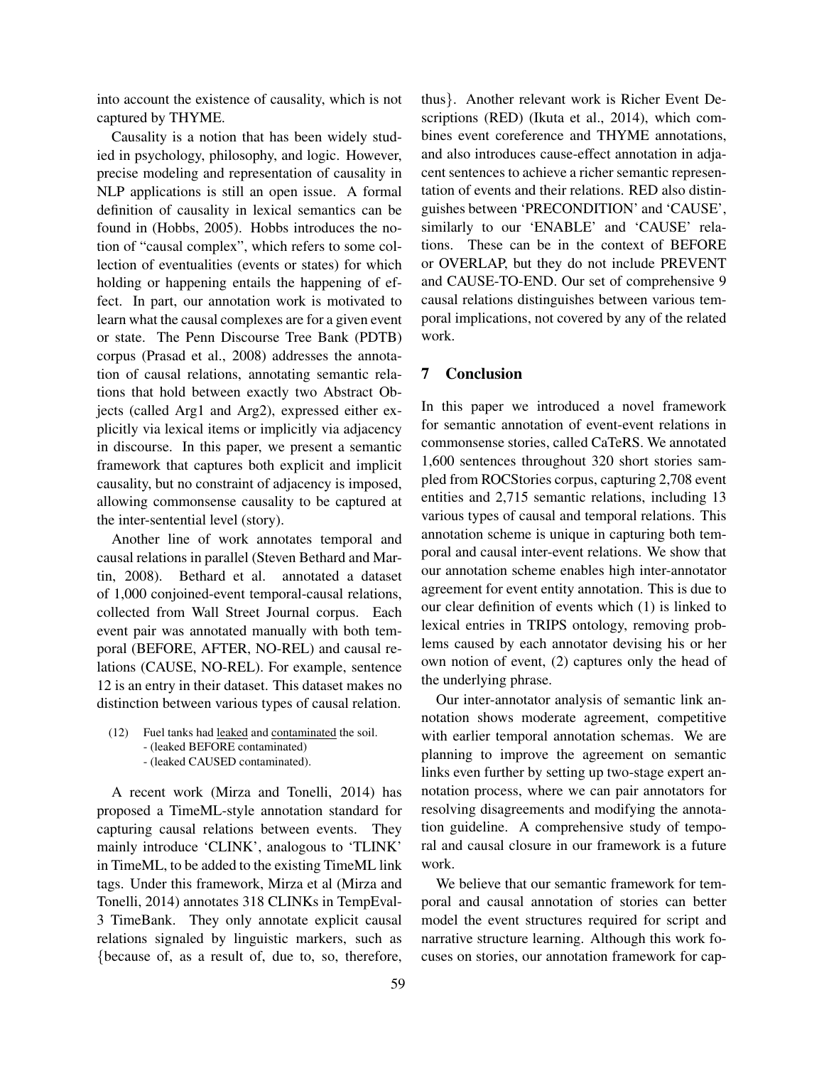into account the existence of causality, which is not captured by THYME.

Causality is a notion that has been widely studied in psychology, philosophy, and logic. However, precise modeling and representation of causality in NLP applications is still an open issue. A formal definition of causality in lexical semantics can be found in (Hobbs, 2005). Hobbs introduces the notion of "causal complex", which refers to some collection of eventualities (events or states) for which holding or happening entails the happening of effect. In part, our annotation work is motivated to learn what the causal complexes are for a given event or state. The Penn Discourse Tree Bank (PDTB) corpus (Prasad et al., 2008) addresses the annotation of causal relations, annotating semantic relations that hold between exactly two Abstract Objects (called Arg1 and Arg2), expressed either explicitly via lexical items or implicitly via adjacency in discourse. In this paper, we present a semantic framework that captures both explicit and implicit causality, but no constraint of adjacency is imposed, allowing commonsense causality to be captured at the inter-sentential level (story).

Another line of work annotates temporal and causal relations in parallel (Steven Bethard and Martin, 2008). Bethard et al. annotated a dataset of 1,000 conjoined-event temporal-causal relations, collected from Wall Street Journal corpus. Each event pair was annotated manually with both temporal (BEFORE, AFTER, NO-REL) and causal relations (CAUSE, NO-REL). For example, sentence 12 is an entry in their dataset. This dataset makes no distinction between various types of causal relation.

(12) Fuel tanks had leaked and contaminated the soil.
- (leaked BEFORE contaminated)
- (leaked CAUSED contaminated).

A recent work (Mirza and Tonelli, 2014) has proposed a TimeML-style annotation standard for capturing causal relations between events. They mainly introduce 'CLINK', analogous to 'TLINK' in TimeML, to be added to the existing TimeML link tags. Under this framework, Mirza et al (Mirza and Tonelli, 2014) annotates 318 CLINKs in TempEval-3 TimeBank. They only annotate explicit causal relations signaled by linguistic markers, such as {because of, as a result of, due to, so, therefore, thus}. Another relevant work is Richer Event Descriptions (RED) (Ikuta et al., 2014), which combines event coreference and THYME annotations, and also introduces cause-effect annotation in adjacent sentences to achieve a richer semantic representation of events and their relations. RED also distinguishes between 'PRECONDITION' and 'CAUSE', similarly to our 'ENABLE' and 'CAUSE' relations. These can be in the context of BEFORE or OVERLAP, but they do not include PREVENT and CAUSE-TO-END. Our set of comprehensive 9 causal relations distinguishes between various temporal implications, not covered by any of the related work.

## 7 Conclusion

In this paper we introduced a novel framework for semantic annotation of event-event relations in commonsense stories, called CaTeRS. We annotated 1,600 sentences throughout 320 short stories sampled from ROCStories corpus, capturing 2,708 event entities and 2,715 semantic relations, including 13 various types of causal and temporal relations. This annotation scheme is unique in capturing both temporal and causal inter-event relations. We show that our annotation scheme enables high inter-annotator agreement for event entity annotation. This is due to our clear definition of events which (1) is linked to lexical entries in TRIPS ontology, removing problems caused by each annotator devising his or her own notion of event, (2) captures only the head of the underlying phrase.

Our inter-annotator analysis of semantic link annotation shows moderate agreement, competitive with earlier temporal annotation schemas. We are planning to improve the agreement on semantic links even further by setting up two-stage expert annotation process, where we can pair annotators for resolving disagreements and modifying the annotation guideline. A comprehensive study of temporal and causal closure in our framework is a future work.

We believe that our semantic framework for temporal and causal annotation of stories can better model the event structures required for script and narrative structure learning. Although this work focuses on stories, our annotation framework for cap-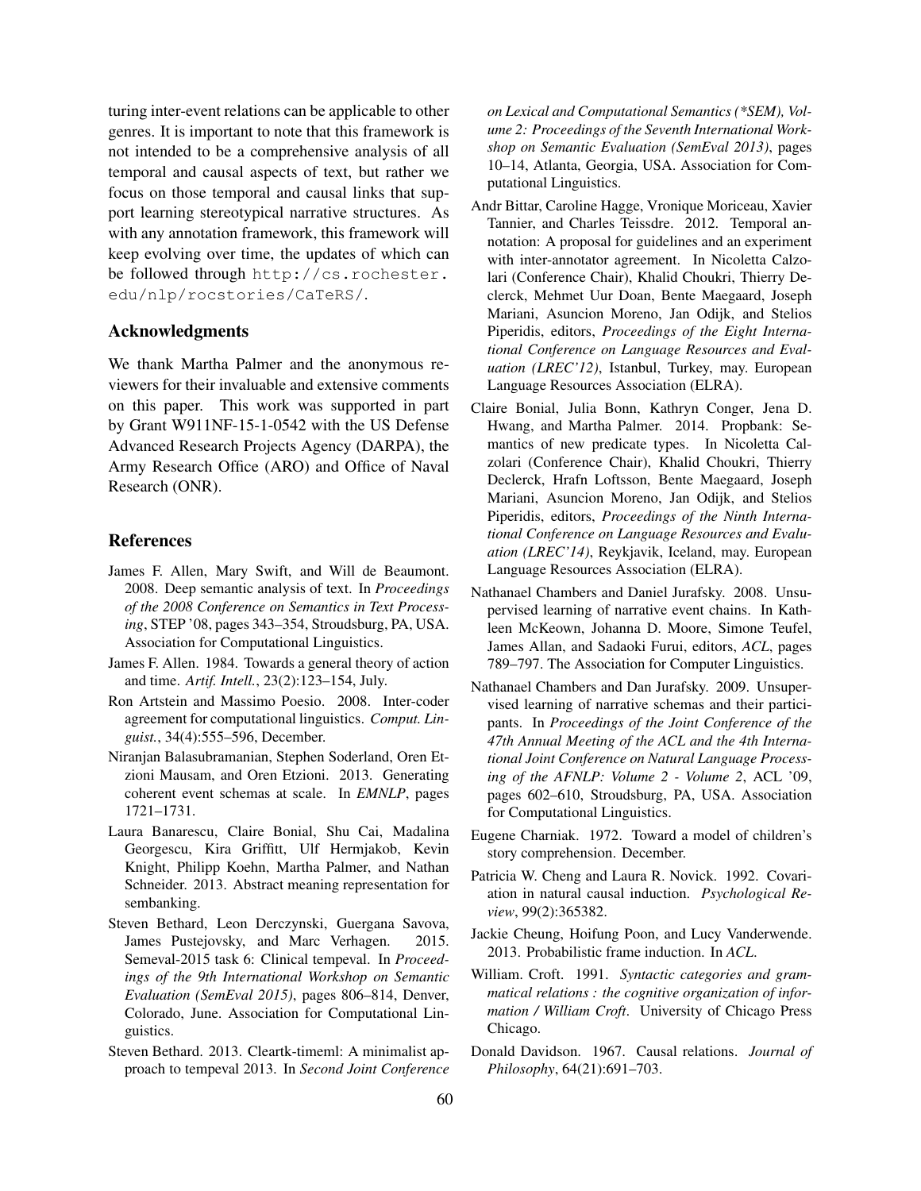turing inter-event relations can be applicable to other genres. It is important to note that this framework is not intended to be a comprehensive analysis of all temporal and causal aspects of text, but rather we focus on those temporal and causal links that support learning stereotypical narrative structures. As with any annotation framework, this framework will keep evolving over time, the updates of which can be followed through `http://cs.rochester.edu/nlp/rocstories/CaTeRS/`.

## Acknowledgments

We thank Martha Palmer and the anonymous reviewers for their invaluable and extensive comments on this paper. This work was supported in part by Grant W911NF-15-1-0542 with the US Defense Advanced Research Projects Agency (DARPA), the Army Research Office (ARO) and Office of Naval Research (ONR).

## References

James F. Allen, Mary Swift, and Will de Beaumont. 2008. Deep semantic analysis of text. In *Proceedings of the 2008 Conference on Semantics in Text Processing*, STEP '08, pages 343–354, Stroudsburg, PA, USA. Association for Computational Linguistics.

James F. Allen. 1984. Towards a general theory of action and time. *Artif. Intell.*, 23(2):123–154, July.

Ron Artstein and Massimo Poesio. 2008. Inter-coder agreement for computational linguistics. *Comput. Linguist.*, 34(4):555–596, December.

Niranjan Balasubramanian, Stephen Soderland, Oren Etzioni Mausam, and Oren Etzioni. 2013. Generating coherent event schemas at scale. In *EMNLP*, pages 1721–1731.

Laura Banarescu, Claire Bonial, Shu Cai, Madalina Georgescu, Kira Griffitt, Ulf Hermjakob, Kevin Knight, Philipp Koehn, Martha Palmer, and Nathan Schneider. 2013. Abstract meaning representation for sembanking.

Steven Bethard, Leon Derczynski, Guergana Savova, James Pustejovsky, and Marc Verhagen. 2015. Semeval-2015 task 6: Clinical tempeval. In *Proceedings of the 9th International Workshop on Semantic Evaluation (SemEval 2015)*, pages 806–814, Denver, Colorado, June. Association for Computational Linguistics.

Steven Bethard. 2013. Cleartk-timeml: A minimalist approach to tempeval 2013. In *Second Joint Conference on Lexical and Computational Semantics (*SEM), Volume 2: Proceedings of the Seventh International Workshop on Semantic Evaluation (SemEval 2013)*, pages 10–14, Atlanta, Georgia, USA. Association for Computational Linguistics.

Andr Bittar, Caroline Hagge, Vronique Moriceau, Xavier Tannier, and Charles Teissdre. 2012. Temporal annotation: A proposal for guidelines and an experiment with inter-annotator agreement. In Nicoletta Calzolari (Conference Chair), Khalid Choukri, Thierry Declerck, Mehmet Uur Doan, Bente Maegaard, Joseph Mariani, Asuncion Moreno, Jan Odijk, and Stelios Piperidis, editors, *Proceedings of the Eight International Conference on Language Resources and Evaluation (LREC'12)*, Istanbul, Turkey, may. European Language Resources Association (ELRA).

Claire Bonial, Julia Bonn, Kathryn Conger, Jena D. Hwang, and Martha Palmer. 2014. Propbank: Semantics of new predicate types. In Nicoletta Calzolari (Conference Chair), Khalid Choukri, Thierry Declerck, Hrafn Loftsson, Bente Maegaard, Joseph Mariani, Asuncion Moreno, Jan Odijk, and Stelios Piperidis, editors, *Proceedings of the Ninth International Conference on Language Resources and Evaluation (LREC'14)*, Reykjavik, Iceland, may. European Language Resources Association (ELRA).

Nathanael Chambers and Daniel Jurafsky. 2008. Unsupervised learning of narrative event chains. In Kathleen McKeown, Johanna D. Moore, Simone Teufel, James Allan, and Sadaoki Furui, editors, *ACL*, pages 789–797. The Association for Computer Linguistics.

Nathanael Chambers and Dan Jurafsky. 2009. Unsupervised learning of narrative schemas and their participants. In *Proceedings of the Joint Conference of the 47th Annual Meeting of the ACL and the 4th International Joint Conference on Natural Language Processing of the AFNLP: Volume 2 - Volume 2*, ACL '09, pages 602–610, Stroudsburg, PA, USA. Association for Computational Linguistics.

Eugene Charniak. 1972. Toward a model of children's story comprehension. December.

Patricia W. Cheng and Laura R. Novick. 1992. Covariation in natural causal induction. *Psychological Review*, 99(2):365382.

Jackie Cheung, Hoifung Poon, and Lucy Vanderwende. 2013. Probabilistic frame induction. In *ACL*.

William. Croft. 1991. *Syntactic categories and grammatical relations : the cognitive organization of information / William Croft*. University of Chicago Press Chicago.

Donald Davidson. 1967. Causal relations. *Journal of Philosophy*, 64(21):691–703.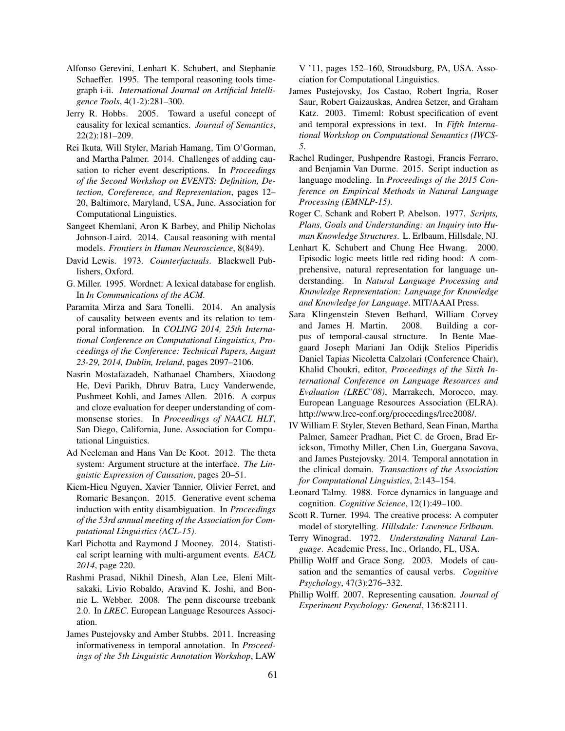Alfonso Gerevini, Lenhart K. Schubert, and Stephanie Schaeffer. 1995. The temporal reasoning tools timegraph i-ii. *International Journal on Artificial Intelligence Tools*, 4(1-2):281–300.

Jerry R. Hobbs. 2005. Toward a useful concept of causality for lexical semantics. *Journal of Semantics*, 22(2):181–209.

Rei Ikuta, Will Styler, Mariah Hamang, Tim O'Gorman, and Martha Palmer. 2014. Challenges of adding causation to richer event descriptions. In *Proceedings of the Second Workshop on EVENTS: Definition, Detection, Coreference, and Representation*, pages 12–20, Baltimore, Maryland, USA, June. Association for Computational Linguistics.

Sangeet Khemlani, Aron K Barbey, and Philip Nicholas Johnson-Laird. 2014. Causal reasoning with mental models. *Frontiers in Human Neuroscience*, 8(849).

David Lewis. 1973. *Counterfactuals*. Blackwell Publishers, Oxford.

G. Miller. 1995. Wordnet: A lexical database for english. In *In Communications of the ACM*.

Paramita Mirza and Sara Tonelli. 2014. An analysis of causality between events and its relation to temporal information. In *COLING 2014, 25th International Conference on Computational Linguistics, Proceedings of the Conference: Technical Papers, August 23-29, 2014, Dublin, Ireland*, pages 2097–2106.

Nasrin Mostafazadeh, Nathanael Chambers, Xiaodong He, Devi Parikh, Dhruv Batra, Lucy Vanderwende, Pushmeet Kohli, and James Allen. 2016. A corpus and cloze evaluation for deeper understanding of commonsense stories. In *Proceedings of NAACL HLT*, San Diego, California, June. Association for Computational Linguistics.

Ad Neeleman and Hans Van De Koot. 2012. The theta system: Argument structure at the interface. *The Linguistic Expression of Causation*, pages 20–51.

Kiem-Hieu Nguyen, Xavier Tannier, Olivier Ferret, and Romaric Besançon. 2015. Generative event schema induction with entity disambiguation. In *Proceedings of the 53rd annual meeting of the Association for Computational Linguistics (ACL-15)*.

Karl Pichotta and Raymond J Mooney. 2014. Statistical script learning with multi-argument events. *EACL 2014*, page 220.

Rashmi Prasad, Nikhil Dinesh, Alan Lee, Eleni Miltsakaki, Livio Robaldo, Aravind K. Joshi, and Bonnie L. Webber. 2008. The penn discourse treebank 2.0. In *LREC*. European Language Resources Association.

James Pustejovsky and Amber Stubbs. 2011. Increasing informativeness in temporal annotation. In *Proceedings of the 5th Linguistic Annotation Workshop*, LAW V '11, pages 152–160, Stroudsburg, PA, USA. Association for Computational Linguistics.

James Pustejovsky, Jos Castao, Robert Ingria, Roser Saur, Robert Gaizauskas, Andrea Setzer, and Graham Katz. 2003. Timeml: Robust specification of event and temporal expressions in text. In *Fifth International Workshop on Computational Semantics (IWCS-5*.

Rachel Rudinger, Pushpendre Rastogi, Francis Ferraro, and Benjamin Van Durme. 2015. Script induction as language modeling. In *Proceedings of the 2015 Conference on Empirical Methods in Natural Language Processing (EMNLP-15)*.

Roger C. Schank and Robert P. Abelson. 1977. *Scripts, Plans, Goals and Understanding: an Inquiry into Human Knowledge Structures*. L. Erlbaum, Hillsdale, NJ.

Lenhart K. Schubert and Chung Hee Hwang. 2000. Episodic logic meets little red riding hood: A comprehensive, natural representation for language understanding. In *Natural Language Processing and Knowledge Representation: Language for Knowledge and Knowledge for Language*. MIT/AAAI Press.

Sara Klingenstein Steven Bethard, William Corvey and James H. Martin. 2008. Building a corpus of temporal-causal structure. In Bente Maegaard Joseph Mariani Jan Odijk Stelios Piperidis Daniel Tapias Nicoletta Calzolari (Conference Chair), Khalid Choukri, editor, *Proceedings of the Sixth International Conference on Language Resources and Evaluation (LREC'08)*, Marrakech, Morocco, may. European Language Resources Association (ELRA). http://www.lrec-conf.org/proceedings/lrec2008/.

IV William F. Styler, Steven Bethard, Sean Finan, Martha Palmer, Sameer Pradhan, Piet C. de Groen, Brad Erickson, Timothy Miller, Chen Lin, Guergana Savova, and James Pustejovsky. 2014. Temporal annotation in the clinical domain. *Transactions of the Association for Computational Linguistics*, 2:143–154.

Leonard Talmy. 1988. Force dynamics in language and cognition. *Cognitive Science*, 12(1):49–100.

Scott R. Turner. 1994. The creative process: A computer model of storytelling. *Hillsdale: Lawrence Erlbaum.*

Terry Winograd. 1972. *Understanding Natural Language*. Academic Press, Inc., Orlando, FL, USA.

Phillip Wolff and Grace Song. 2003. Models of causation and the semantics of causal verbs. *Cognitive Psychology*, 47(3):276–332.

Phillip Wolff. 2007. Representing causation. *Journal of Experiment Psychology: General*, 136:82111.